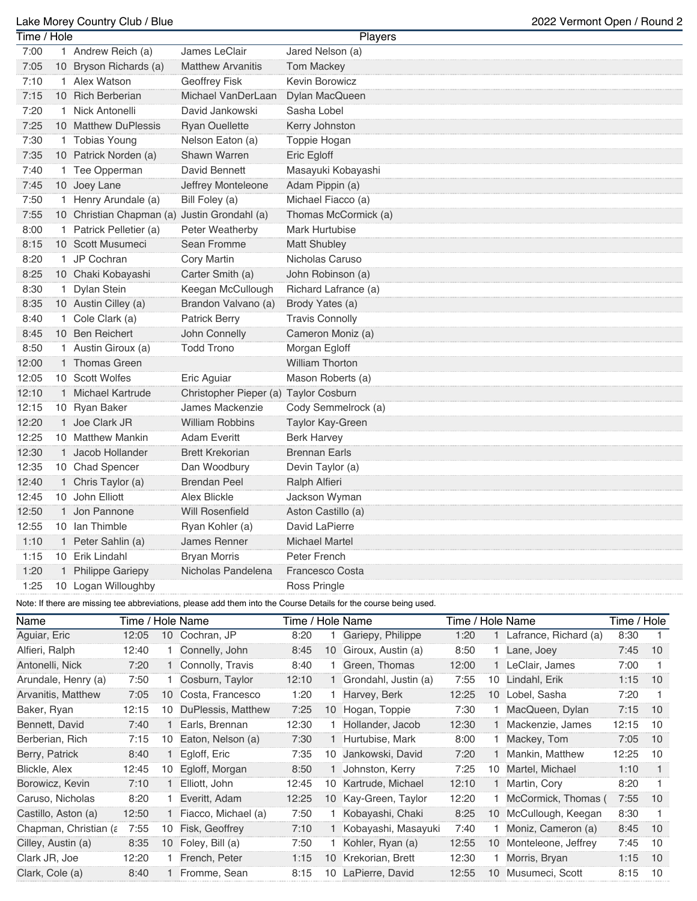Lake Morey Country Club / Blue

2022 Vermont Open / Round 2

| Time | Hole | Players | | |
|---|---|---|---|---|
| 7:00 | 1 | Andrew Reich (a) | James LeClair | Jared Nelson (a) |
| 7:05 | 10 | Bryson Richards (a) | Matthew Arvanitis | Tom Mackey |
| 7:10 | 1 | Alex Watson | Geoffrey Fisk | Kevin Borowicz |
| 7:15 | 10 | Rich Berberian | Michael VanDerLaan | Dylan MacQueen |
| 7:20 | 1 | Nick Antonelli | David Jankowski | Sasha Lobel |
| 7:25 | 10 | Matthew DuPlessis | Ryan Ouellette | Kerry Johnston |
| 7:30 | 1 | Tobias Young | Nelson Eaton (a) | Toppie Hogan |
| 7:35 | 10 | Patrick Norden (a) | Shawn Warren | Eric Egloff |
| 7:40 | 1 | Tee Opperman | David Bennett | Masayuki Kobayashi |
| 7:45 | 10 | Joey Lane | Jeffrey Monteleone | Adam Pippin (a) |
| 7:50 | 1 | Henry Arundale (a) | Bill Foley (a) | Michael Fiacco (a) |
| 7:55 | 10 | Christian Chapman (a) | Justin Grondahl (a) | Thomas McCormick (a) |
| 8:00 | 1 | Patrick Pelletier (a) | Peter Weatherby | Mark Hurtubise |
| 8:15 | 10 | Scott Musumeci | Sean Fromme | Matt Shubley |
| 8:20 | 1 | JP Cochran | Cory Martin | Nicholas Caruso |
| 8:25 | 10 | Chaki Kobayashi | Carter Smith (a) | John Robinson (a) |
| 8:30 | 1 | Dylan Stein | Keegan McCullough | Richard Lafrance (a) |
| 8:35 | 10 | Austin Cilley (a) | Brandon Valvano (a) | Brody Yates (a) |
| 8:40 | 1 | Cole Clark (a) | Patrick Berry | Travis Connolly |
| 8:45 | 10 | Ben Reichert | John Connelly | Cameron Moniz (a) |
| 8:50 | 1 | Austin Giroux (a) | Todd Trono | Morgan Egloff |
| 12:00 | 1 | Thomas Green | | William Thorton |
| 12:05 | 10 | Scott Wolfes | Eric Aguiar | Mason Roberts (a) |
| 12:10 | 1 | Michael Kartrude | Christopher Pieper (a) | Taylor Cosburn |
| 12:15 | 10 | Ryan Baker | James Mackenzie | Cody Semmelrock (a) |
| 12:20 | 1 | Joe Clark JR | William Robbins | Taylor Kay-Green |
| 12:25 | 10 | Matthew Mankin | Adam Everitt | Berk Harvey |
| 12:30 | 1 | Jacob Hollander | Brett Krekorian | Brennan Earls |
| 12:35 | 10 | Chad Spencer | Dan Woodbury | Devin Taylor (a) |
| 12:40 | 1 | Chris Taylor (a) | Brendan Peel | Ralph Alfieri |
| 12:45 | 10 | John Elliott | Alex Blickle | Jackson Wyman |
| 12:50 | 1 | Jon Pannone | Will Rosenfield | Aston Castillo (a) |
| 12:55 | 10 | Ian Thimble | Ryan Kohler (a) | David LaPierre |
| 1:10 | 1 | Peter Sahlin (a) | James Renner | Michael Martel |
| 1:15 | 10 | Erik Lindahl | Bryan Morris | Peter French |
| 1:20 | 1 | Philippe Gariepy | Nicholas Pandelena | Francesco Costa |
| 1:25 | 10 | Logan Willoughby | | Ross Pringle |

Note: If there are missing tee abbreviations, please add them into the Course Details for the course being used.

| Name | Time | Hole | Name | Time | Hole | Name | Time | Hole | Name | Time | Hole |
|---|---|---|---|---|---|---|---|---|---|---|---|
| Aguiar, Eric | 12:05 | 10 | Cochran, JP | 8:20 | 1 | Gariepy, Philippe | 1:20 | 1 | Lafrance, Richard (a) | 8:30 | 1 |
| Alfieri, Ralph | 12:40 | 1 | Connelly, John | 8:45 | 10 | Giroux, Austin (a) | 8:50 | 1 | Lane, Joey | 7:45 | 10 |
| Antonelli, Nick | 7:20 | 1 | Connolly, Travis | 8:40 | 1 | Green, Thomas | 12:00 | 1 | LeClair, James | 7:00 | 1 |
| Arundale, Henry (a) | 7:50 | 1 | Cosburn, Taylor | 12:10 | 1 | Grondahl, Justin (a) | 7:55 | 10 | Lindahl, Erik | 1:15 | 10 |
| Arvanitis, Matthew | 7:05 | 10 | Costa, Francesco | 1:20 | 1 | Harvey, Berk | 12:25 | 10 | Lobel, Sasha | 7:20 | 1 |
| Baker, Ryan | 12:15 | 10 | DuPlessis, Matthew | 7:25 | 10 | Hogan, Toppie | 7:30 | 1 | MacQueen, Dylan | 7:15 | 10 |
| Bennett, David | 7:40 | 1 | Earls, Brennan | 12:30 | 1 | Hollander, Jacob | 12:30 | 1 | Mackenzie, James | 12:15 | 10 |
| Berberian, Rich | 7:15 | 10 | Eaton, Nelson (a) | 7:30 | 1 | Hurtubise, Mark | 8:00 | 1 | Mackey, Tom | 7:05 | 10 |
| Berry, Patrick | 8:40 | 1 | Egloff, Eric | 7:35 | 10 | Jankowski, David | 7:20 | 1 | Mankin, Matthew | 12:25 | 10 |
| Blickle, Alex | 12:45 | 10 | Egloff, Morgan | 8:50 | 1 | Johnston, Kerry | 7:25 | 10 | Martel, Michael | 1:10 | 1 |
| Borowicz, Kevin | 7:10 | 1 | Elliott, John | 12:45 | 10 | Kartrude, Michael | 12:10 | 1 | Martin, Cory | 8:20 | 1 |
| Caruso, Nicholas | 8:20 | 1 | Everitt, Adam | 12:25 | 10 | Kay-Green, Taylor | 12:20 | 1 | McCormick, Thomas ( | 7:55 | 10 |
| Castillo, Aston (a) | 12:50 | 1 | Fiacco, Michael (a) | 7:50 | 1 | Kobayashi, Chaki | 8:25 | 10 | McCullough, Keegan | 8:30 | 1 |
| Chapman, Christian (a | 7:55 | 10 | Fisk, Geoffrey | 7:10 | 1 | Kobayashi, Masayuki | 7:40 | 1 | Moniz, Cameron (a) | 8:45 | 10 |
| Cilley, Austin (a) | 8:35 | 10 | Foley, Bill (a) | 7:50 | 1 | Kohler, Ryan (a) | 12:55 | 10 | Monteleone, Jeffrey | 7:45 | 10 |
| Clark JR, Joe | 12:20 | 1 | French, Peter | 1:15 | 10 | Krekorian, Brett | 12:30 | 1 | Morris, Bryan | 1:15 | 10 |
| Clark, Cole (a) | 8:40 | 1 | Fromme, Sean | 8:15 | 10 | LaPierre, David | 12:55 | 10 | Musumeci, Scott | 8:15 | 10 |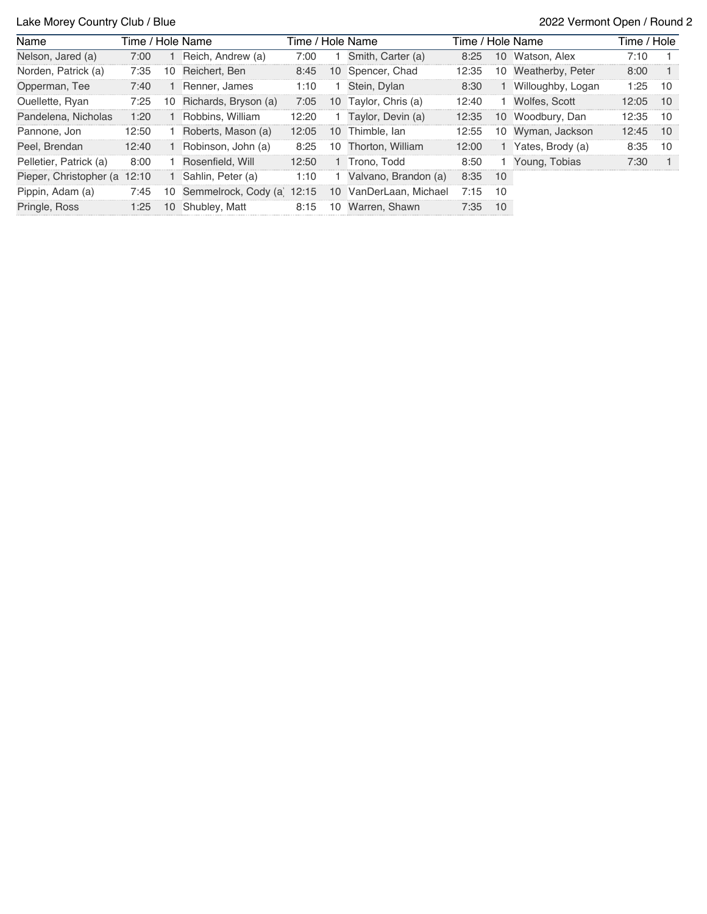Lake Morey Country Club / Blue

2022 Vermont Open / Round 2

| Name | Time / Hole | | Name | Time / Hole | | Name | Time / Hole | | Name | Time / Hole | |
|---|---|---|---|---|---|---|---|---|---|---|---|
| Nelson, Jared (a) | 7:00 | 1 | Reich, Andrew (a) | 7:00 | 1 | Smith, Carter (a) | 8:25 | 10 | Watson, Alex | 7:10 | 1 |
| Norden, Patrick (a) | 7:35 | 10 | Reichert, Ben | 8:45 | 10 | Spencer, Chad | 12:35 | 10 | Weatherby, Peter | 8:00 | 1 |
| Opperman, Tee | 7:40 | 1 | Renner, James | 1:10 | 1 | Stein, Dylan | 8:30 | 1 | Willoughby, Logan | 1:25 | 10 |
| Ouellette, Ryan | 7:25 | 10 | Richards, Bryson (a) | 7:05 | 10 | Taylor, Chris (a) | 12:40 | 1 | Wolfes, Scott | 12:05 | 10 |
| Pandelena, Nicholas | 1:20 | 1 | Robbins, William | 12:20 | 1 | Taylor, Devin (a) | 12:35 | 10 | Woodbury, Dan | 12:35 | 10 |
| Pannone, Jon | 12:50 | 1 | Roberts, Mason (a) | 12:05 | 10 | Thimble, Ian | 12:55 | 10 | Wyman, Jackson | 12:45 | 10 |
| Peel, Brendan | 12:40 | 1 | Robinson, John (a) | 8:25 | 10 | Thorton, William | 12:00 | 1 | Yates, Brody (a) | 8:35 | 10 |
| Pelletier, Patrick (a) | 8:00 | 1 | Rosenfield, Will | 12:50 | 1 | Trono, Todd | 8:50 | 1 | Young, Tobias | 7:30 | 1 |
| Pieper, Christopher (a | 12:10 | 1 | Sahlin, Peter (a) | 1:10 | 1 | Valvano, Brandon (a) | 8:35 | 10 | | | |
| Pippin, Adam (a) | 7:45 | 10 | Semmelrock, Cody (a) | 12:15 | 10 | VanDerLaan, Michael | 7:15 | 10 | | | |
| Pringle, Ross | 1:25 | 10 | Shubley, Matt | 8:15 | 10 | Warren, Shawn | 7:35 | 10 | | | |